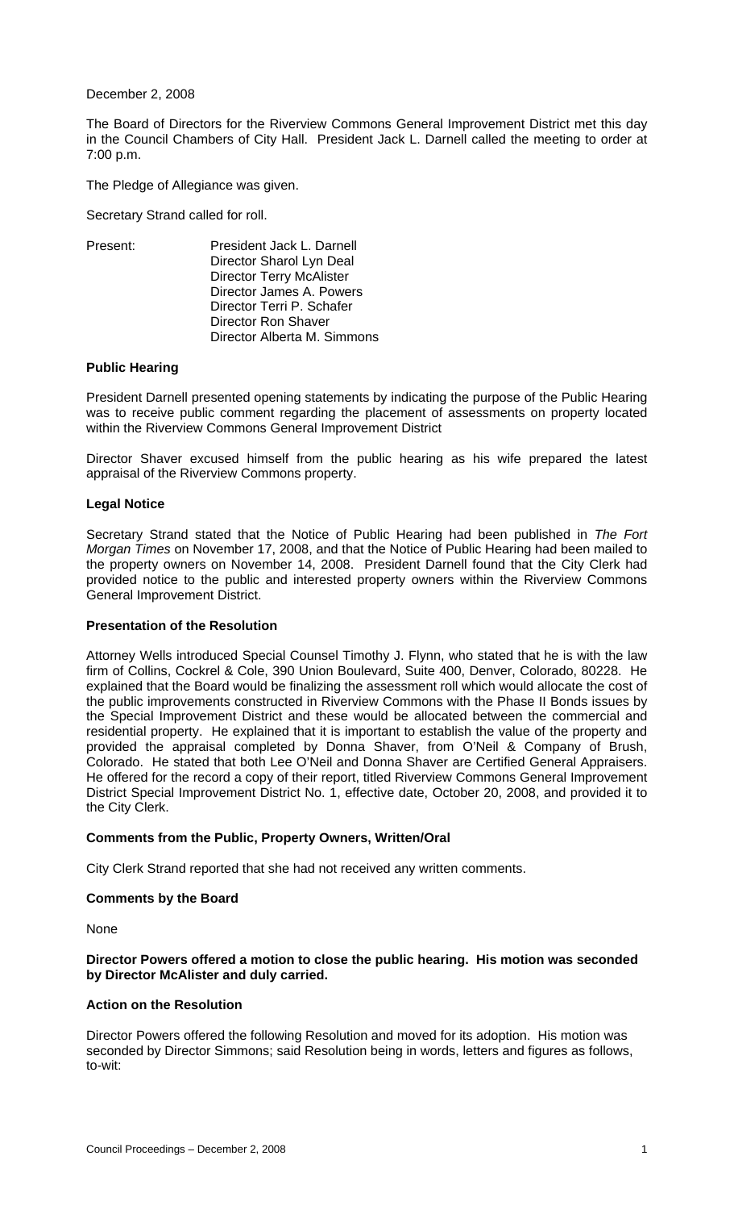December 2, 2008

The Board of Directors for the Riverview Commons General Improvement District met this day in the Council Chambers of City Hall. President Jack L. Darnell called the meeting to order at 7:00 p.m.

The Pledge of Allegiance was given.

Secretary Strand called for roll.

Present:
- President Jack L. Darnell
- Director Sharol Lyn Deal
- Director Terry McAlister
- Director James A. Powers
- Director Terri P. Schafer
- Director Ron Shaver
- Director Alberta M. Simmons

**Public Hearing**

President Darnell presented opening statements by indicating the purpose of the Public Hearing was to receive public comment regarding the placement of assessments on property located within the Riverview Commons General Improvement District

Director Shaver excused himself from the public hearing as his wife prepared the latest appraisal of the Riverview Commons property.

**Legal Notice**

Secretary Strand stated that the Notice of Public Hearing had been published in *The Fort Morgan Times* on November 17, 2008, and that the Notice of Public Hearing had been mailed to the property owners on November 14, 2008. President Darnell found that the City Clerk had provided notice to the public and interested property owners within the Riverview Commons General Improvement District.

**Presentation of the Resolution**

Attorney Wells introduced Special Counsel Timothy J. Flynn, who stated that he is with the law firm of Collins, Cockrel & Cole, 390 Union Boulevard, Suite 400, Denver, Colorado, 80228. He explained that the Board would be finalizing the assessment roll which would allocate the cost of the public improvements constructed in Riverview Commons with the Phase II Bonds issues by the Special Improvement District and these would be allocated between the commercial and residential property. He explained that it is important to establish the value of the property and provided the appraisal completed by Donna Shaver, from O'Neil & Company of Brush, Colorado. He stated that both Lee O'Neil and Donna Shaver are Certified General Appraisers. He offered for the record a copy of their report, titled Riverview Commons General Improvement District Special Improvement District No. 1, effective date, October 20, 2008, and provided it to the City Clerk.

**Comments from the Public, Property Owners, Written/Oral**

City Clerk Strand reported that she had not received any written comments.

**Comments by the Board**

None

**Director Powers offered a motion to close the public hearing. His motion was seconded by Director McAlister and duly carried.**

**Action on the Resolution**

Director Powers offered the following Resolution and moved for its adoption. His motion was seconded by Director Simmons; said Resolution being in words, letters and figures as follows, to-wit: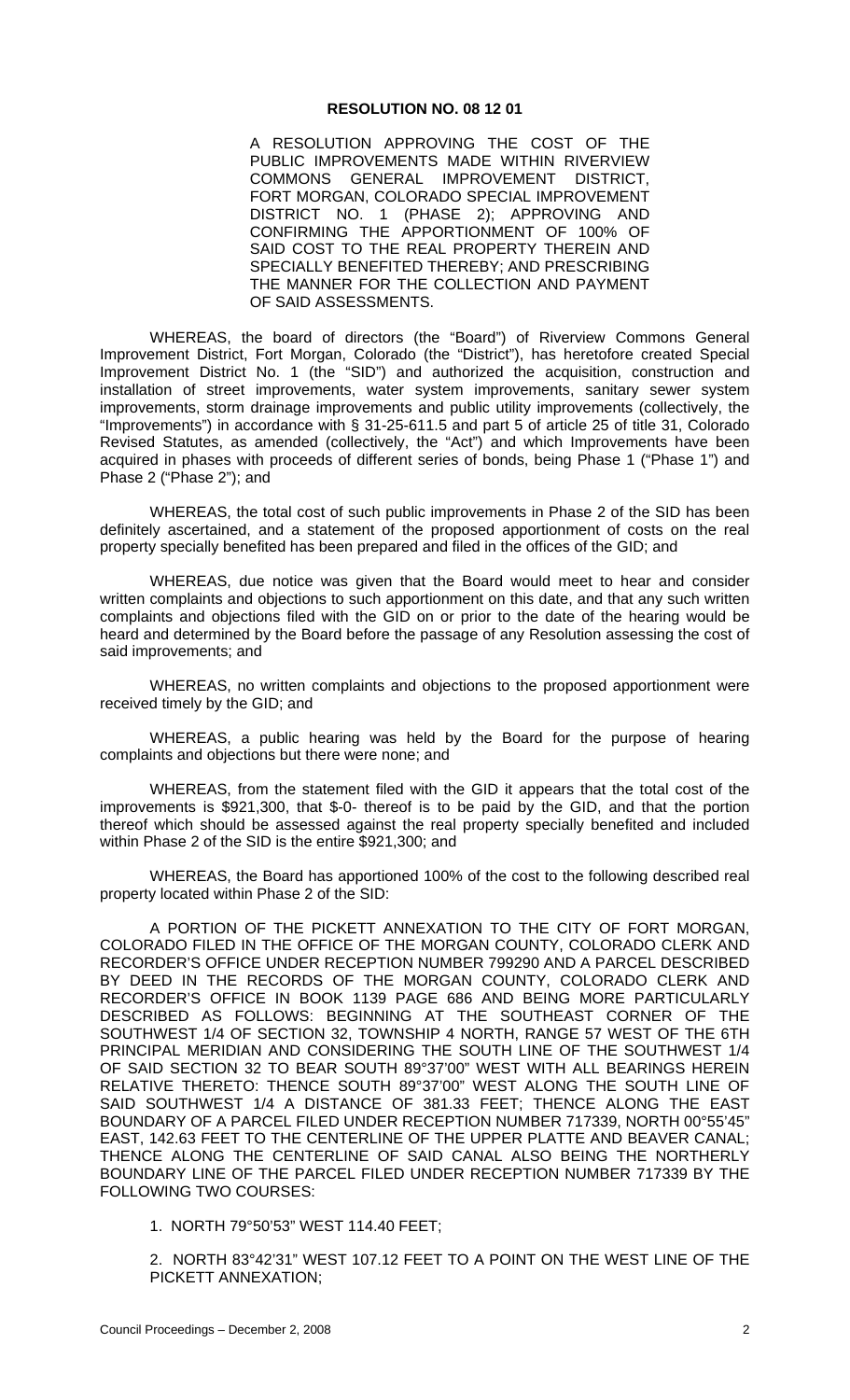**RESOLUTION NO. 08 12 01**

A RESOLUTION APPROVING THE COST OF THE PUBLIC IMPROVEMENTS MADE WITHIN RIVERVIEW COMMONS GENERAL IMPROVEMENT DISTRICT, FORT MORGAN, COLORADO SPECIAL IMPROVEMENT DISTRICT NO. 1 (PHASE 2); APPROVING AND CONFIRMING THE APPORTIONMENT OF 100% OF SAID COST TO THE REAL PROPERTY THEREIN AND SPECIALLY BENEFITED THEREBY; AND PRESCRIBING THE MANNER FOR THE COLLECTION AND PAYMENT OF SAID ASSESSMENTS.

WHEREAS, the board of directors (the "Board") of Riverview Commons General Improvement District, Fort Morgan, Colorado (the "District"), has heretofore created Special Improvement District No. 1 (the "SID") and authorized the acquisition, construction and installation of street improvements, water system improvements, sanitary sewer system improvements, storm drainage improvements and public utility improvements (collectively, the "Improvements") in accordance with § 31-25-611.5 and part 5 of article 25 of title 31, Colorado Revised Statutes, as amended (collectively, the "Act") and which Improvements have been acquired in phases with proceeds of different series of bonds, being Phase 1 ("Phase 1") and Phase 2 ("Phase 2"); and

WHEREAS, the total cost of such public improvements in Phase 2 of the SID has been definitely ascertained, and a statement of the proposed apportionment of costs on the real property specially benefited has been prepared and filed in the offices of the GID; and

WHEREAS, due notice was given that the Board would meet to hear and consider written complaints and objections to such apportionment on this date, and that any such written complaints and objections filed with the GID on or prior to the date of the hearing would be heard and determined by the Board before the passage of any Resolution assessing the cost of said improvements; and

WHEREAS, no written complaints and objections to the proposed apportionment were received timely by the GID; and

WHEREAS, a public hearing was held by the Board for the purpose of hearing complaints and objections but there were none; and

WHEREAS, from the statement filed with the GID it appears that the total cost of the improvements is $921,300, that $-0- thereof is to be paid by the GID, and that the portion thereof which should be assessed against the real property specially benefited and included within Phase 2 of the SID is the entire $921,300; and

WHEREAS, the Board has apportioned 100% of the cost to the following described real property located within Phase 2 of the SID:

A PORTION OF THE PICKETT ANNEXATION TO THE CITY OF FORT MORGAN, COLORADO FILED IN THE OFFICE OF THE MORGAN COUNTY, COLORADO CLERK AND RECORDER'S OFFICE UNDER RECEPTION NUMBER 799290 AND A PARCEL DESCRIBED BY DEED IN THE RECORDS OF THE MORGAN COUNTY, COLORADO CLERK AND RECORDER'S OFFICE IN BOOK 1139 PAGE 686 AND BEING MORE PARTICULARLY DESCRIBED AS FOLLOWS: BEGINNING AT THE SOUTHEAST CORNER OF THE SOUTHWEST 1/4 OF SECTION 32, TOWNSHIP 4 NORTH, RANGE 57 WEST OF THE 6TH PRINCIPAL MERIDIAN AND CONSIDERING THE SOUTH LINE OF THE SOUTHWEST 1/4 OF SAID SECTION 32 TO BEAR SOUTH 89°37'00" WEST WITH ALL BEARINGS HEREIN RELATIVE THERETO: THENCE SOUTH 89°37'00" WEST ALONG THE SOUTH LINE OF SAID SOUTHWEST 1/4 A DISTANCE OF 381.33 FEET; THENCE ALONG THE EAST BOUNDARY OF A PARCEL FILED UNDER RECEPTION NUMBER 717339, NORTH 00°55'45" EAST, 142.63 FEET TO THE CENTERLINE OF THE UPPER PLATTE AND BEAVER CANAL; THENCE ALONG THE CENTERLINE OF SAID CANAL ALSO BEING THE NORTHERLY BOUNDARY LINE OF THE PARCEL FILED UNDER RECEPTION NUMBER 717339 BY THE FOLLOWING TWO COURSES:

1. NORTH 79°50'53" WEST 114.40 FEET;

2. NORTH 83°42'31" WEST 107.12 FEET TO A POINT ON THE WEST LINE OF THE PICKETT ANNEXATION;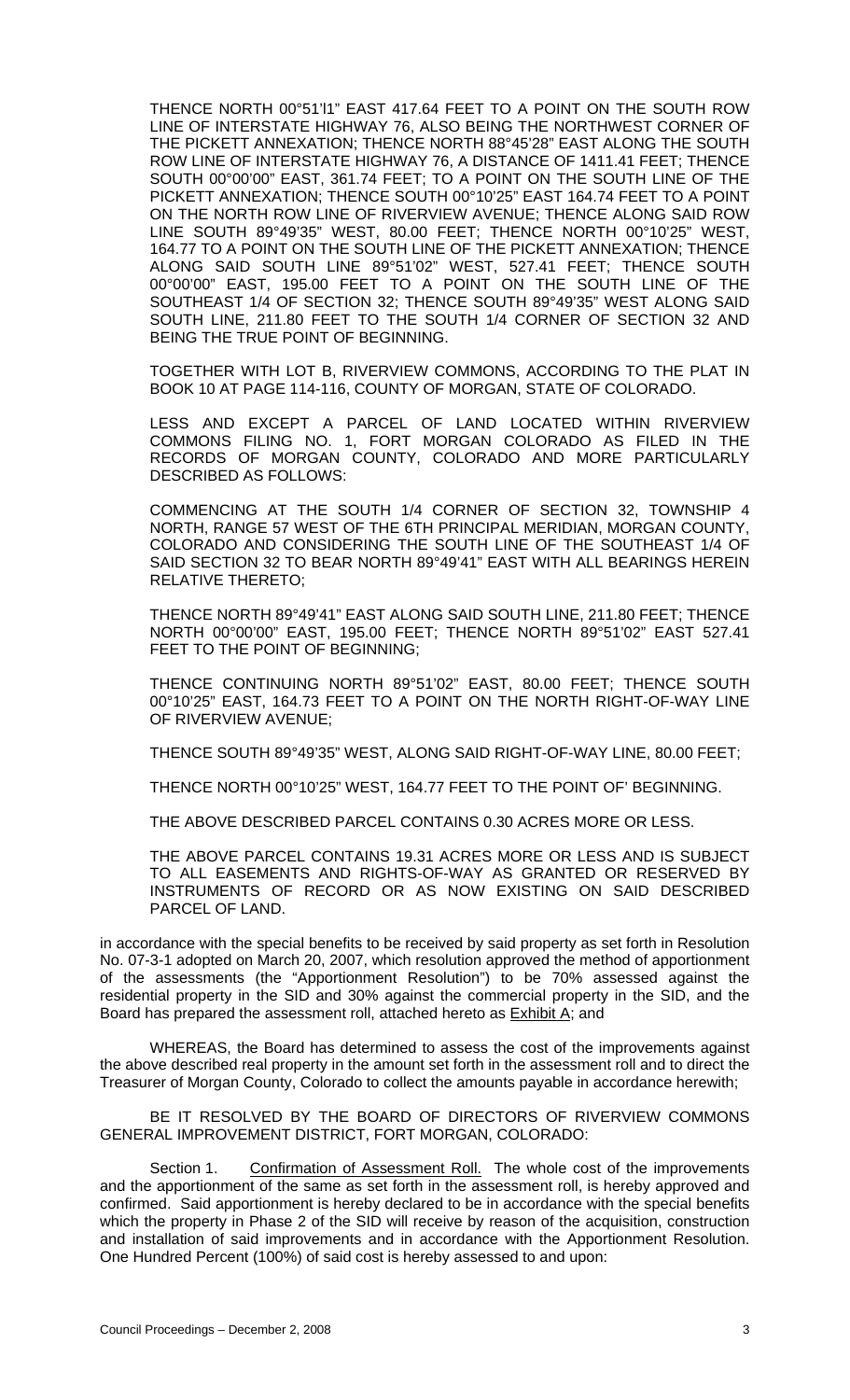THENCE NORTH 00°51'l1" EAST 417.64 FEET TO A POINT ON THE SOUTH ROW LINE OF INTERSTATE HIGHWAY 76, ALSO BEING THE NORTHWEST CORNER OF THE PICKETT ANNEXATION; THENCE NORTH 88°45'28" EAST ALONG THE SOUTH ROW LINE OF INTERSTATE HIGHWAY 76, A DISTANCE OF 1411.41 FEET; THENCE SOUTH 00°00'00" EAST, 361.74 FEET; TO A POINT ON THE SOUTH LINE OF THE PICKETT ANNEXATION; THENCE SOUTH 00°10'25" EAST 164.74 FEET TO A POINT ON THE NORTH ROW LINE OF RIVERVIEW AVENUE; THENCE ALONG SAID ROW LINE SOUTH 89°49'35" WEST, 80.00 FEET; THENCE NORTH 00°10'25" WEST, 164.77 TO A POINT ON THE SOUTH LINE OF THE PICKETT ANNEXATION; THENCE ALONG SAID SOUTH LINE 89°51'02" WEST, 527.41 FEET; THENCE SOUTH 00°00'00" EAST, 195.00 FEET TO A POINT ON THE SOUTH LINE OF THE SOUTHEAST 1/4 OF SECTION 32; THENCE SOUTH 89°49'35" WEST ALONG SAID SOUTH LINE, 211.80 FEET TO THE SOUTH 1/4 CORNER OF SECTION 32 AND BEING THE TRUE POINT OF BEGINNING.

TOGETHER WITH LOT B, RIVERVIEW COMMONS, ACCORDING TO THE PLAT IN BOOK 10 AT PAGE 114-116, COUNTY OF MORGAN, STATE OF COLORADO.

LESS AND EXCEPT A PARCEL OF LAND LOCATED WITHIN RIVERVIEW COMMONS FILING NO. 1, FORT MORGAN COLORADO AS FILED IN THE RECORDS OF MORGAN COUNTY, COLORADO AND MORE PARTICULARLY DESCRIBED AS FOLLOWS:

COMMENCING AT THE SOUTH 1/4 CORNER OF SECTION 32, TOWNSHIP 4 NORTH, RANGE 57 WEST OF THE 6TH PRINCIPAL MERIDIAN, MORGAN COUNTY, COLORADO AND CONSIDERING THE SOUTH LINE OF THE SOUTHEAST 1/4 OF SAID SECTION 32 TO BEAR NORTH 89°49'41" EAST WITH ALL BEARINGS HEREIN RELATIVE THERETO;

THENCE NORTH 89°49'41" EAST ALONG SAID SOUTH LINE, 211.80 FEET; THENCE NORTH 00°00'00" EAST, 195.00 FEET; THENCE NORTH 89°51'02" EAST 527.41 FEET TO THE POINT OF BEGINNING;

THENCE CONTINUING NORTH 89°51'02" EAST, 80.00 FEET; THENCE SOUTH 00°10'25" EAST, 164.73 FEET TO A POINT ON THE NORTH RIGHT-OF-WAY LINE OF RIVERVIEW AVENUE;

THENCE SOUTH 89°49'35" WEST, ALONG SAID RIGHT-OF-WAY LINE, 80.00 FEET;

THENCE NORTH 00°10'25" WEST, 164.77 FEET TO THE POINT OF' BEGINNING.

THE ABOVE DESCRIBED PARCEL CONTAINS 0.30 ACRES MORE OR LESS.

THE ABOVE PARCEL CONTAINS 19.31 ACRES MORE OR LESS AND IS SUBJECT TO ALL EASEMENTS AND RIGHTS-OF-WAY AS GRANTED OR RESERVED BY INSTRUMENTS OF RECORD OR AS NOW EXISTING ON SAID DESCRIBED PARCEL OF LAND.

in accordance with the special benefits to be received by said property as set forth in Resolution No. 07-3-1 adopted on March 20, 2007, which resolution approved the method of apportionment of the assessments (the "Apportionment Resolution") to be 70% assessed against the residential property in the SID and 30% against the commercial property in the SID, and the Board has prepared the assessment roll, attached hereto as Exhibit A; and

WHEREAS, the Board has determined to assess the cost of the improvements against the above described real property in the amount set forth in the assessment roll and to direct the Treasurer of Morgan County, Colorado to collect the amounts payable in accordance herewith;

BE IT RESOLVED BY THE BOARD OF DIRECTORS OF RIVERVIEW COMMONS GENERAL IMPROVEMENT DISTRICT, FORT MORGAN, COLORADO:

Section 1. Confirmation of Assessment Roll. The whole cost of the improvements and the apportionment of the same as set forth in the assessment roll, is hereby approved and confirmed. Said apportionment is hereby declared to be in accordance with the special benefits which the property in Phase 2 of the SID will receive by reason of the acquisition, construction and installation of said improvements and in accordance with the Apportionment Resolution. One Hundred Percent (100%) of said cost is hereby assessed to and upon: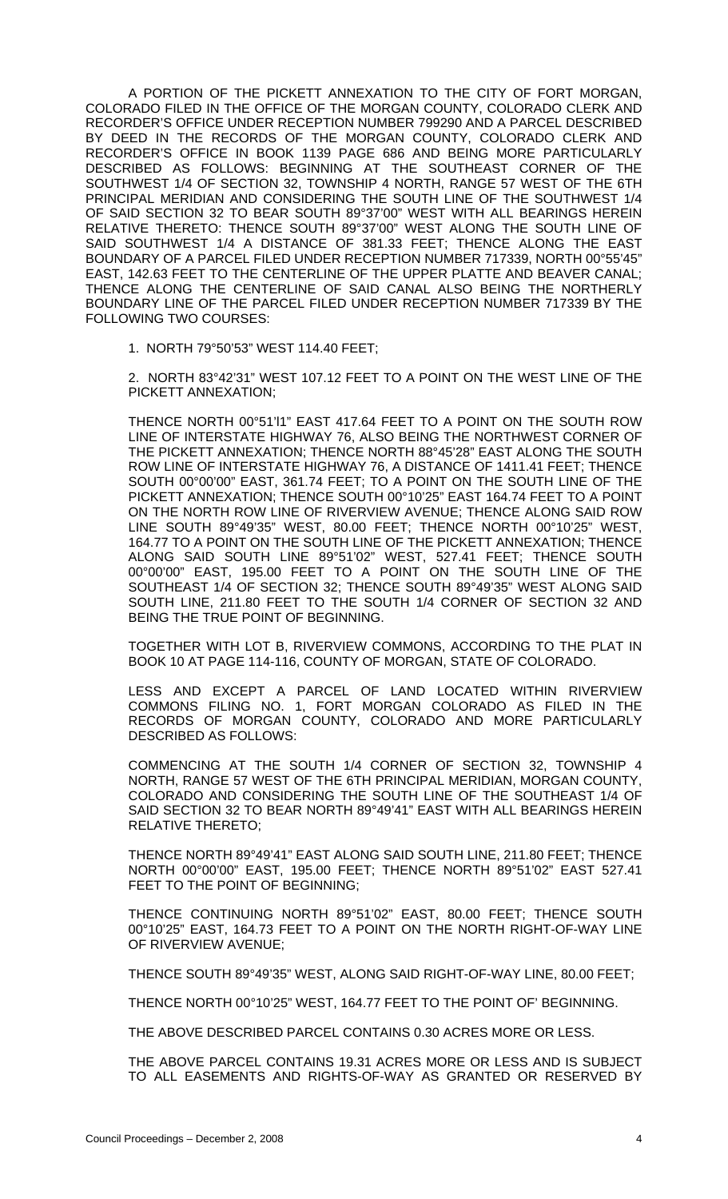A PORTION OF THE PICKETT ANNEXATION TO THE CITY OF FORT MORGAN, COLORADO FILED IN THE OFFICE OF THE MORGAN COUNTY, COLORADO CLERK AND RECORDER'S OFFICE UNDER RECEPTION NUMBER 799290 AND A PARCEL DESCRIBED BY DEED IN THE RECORDS OF THE MORGAN COUNTY, COLORADO CLERK AND RECORDER'S OFFICE IN BOOK 1139 PAGE 686 AND BEING MORE PARTICULARLY DESCRIBED AS FOLLOWS: BEGINNING AT THE SOUTHEAST CORNER OF THE SOUTHWEST 1/4 OF SECTION 32, TOWNSHIP 4 NORTH, RANGE 57 WEST OF THE 6TH PRINCIPAL MERIDIAN AND CONSIDERING THE SOUTH LINE OF THE SOUTHWEST 1/4 OF SAID SECTION 32 TO BEAR SOUTH 89°37'00" WEST WITH ALL BEARINGS HEREIN RELATIVE THERETO: THENCE SOUTH 89°37'00" WEST ALONG THE SOUTH LINE OF SAID SOUTHWEST 1/4 A DISTANCE OF 381.33 FEET; THENCE ALONG THE EAST BOUNDARY OF A PARCEL FILED UNDER RECEPTION NUMBER 717339, NORTH 00°55'45" EAST, 142.63 FEET TO THE CENTERLINE OF THE UPPER PLATTE AND BEAVER CANAL; THENCE ALONG THE CENTERLINE OF SAID CANAL ALSO BEING THE NORTHERLY BOUNDARY LINE OF THE PARCEL FILED UNDER RECEPTION NUMBER 717339 BY THE FOLLOWING TWO COURSES:

1. NORTH 79°50'53" WEST 114.40 FEET;

2. NORTH 83°42'31" WEST 107.12 FEET TO A POINT ON THE WEST LINE OF THE PICKETT ANNEXATION;

THENCE NORTH 00°51'l1" EAST 417.64 FEET TO A POINT ON THE SOUTH ROW LINE OF INTERSTATE HIGHWAY 76, ALSO BEING THE NORTHWEST CORNER OF THE PICKETT ANNEXATION; THENCE NORTH 88°45'28" EAST ALONG THE SOUTH ROW LINE OF INTERSTATE HIGHWAY 76, A DISTANCE OF 1411.41 FEET; THENCE SOUTH 00°00'00" EAST, 361.74 FEET; TO A POINT ON THE SOUTH LINE OF THE PICKETT ANNEXATION; THENCE SOUTH 00°10'25" EAST 164.74 FEET TO A POINT ON THE NORTH ROW LINE OF RIVERVIEW AVENUE; THENCE ALONG SAID ROW LINE SOUTH 89°49'35" WEST, 80.00 FEET; THENCE NORTH 00°10'25" WEST, 164.77 TO A POINT ON THE SOUTH LINE OF THE PICKETT ANNEXATION; THENCE ALONG SAID SOUTH LINE 89°51'02" WEST, 527.41 FEET; THENCE SOUTH 00°00'00" EAST, 195.00 FEET TO A POINT ON THE SOUTH LINE OF THE SOUTHEAST 1/4 OF SECTION 32; THENCE SOUTH 89°49'35" WEST ALONG SAID SOUTH LINE, 211.80 FEET TO THE SOUTH 1/4 CORNER OF SECTION 32 AND BEING THE TRUE POINT OF BEGINNING.

TOGETHER WITH LOT B, RIVERVIEW COMMONS, ACCORDING TO THE PLAT IN BOOK 10 AT PAGE 114-116, COUNTY OF MORGAN, STATE OF COLORADO.

LESS AND EXCEPT A PARCEL OF LAND LOCATED WITHIN RIVERVIEW COMMONS FILING NO. 1, FORT MORGAN COLORADO AS FILED IN THE RECORDS OF MORGAN COUNTY, COLORADO AND MORE PARTICULARLY DESCRIBED AS FOLLOWS:

COMMENCING AT THE SOUTH 1/4 CORNER OF SECTION 32, TOWNSHIP 4 NORTH, RANGE 57 WEST OF THE 6TH PRINCIPAL MERIDIAN, MORGAN COUNTY, COLORADO AND CONSIDERING THE SOUTH LINE OF THE SOUTHEAST 1/4 OF SAID SECTION 32 TO BEAR NORTH 89°49'41" EAST WITH ALL BEARINGS HEREIN RELATIVE THERETO;

THENCE NORTH 89°49'41" EAST ALONG SAID SOUTH LINE, 211.80 FEET; THENCE NORTH 00°00'00" EAST, 195.00 FEET; THENCE NORTH 89°51'02" EAST 527.41 FEET TO THE POINT OF BEGINNING;

THENCE CONTINUING NORTH 89°51'02" EAST, 80.00 FEET; THENCE SOUTH 00°10'25" EAST, 164.73 FEET TO A POINT ON THE NORTH RIGHT-OF-WAY LINE OF RIVERVIEW AVENUE;

THENCE SOUTH 89°49'35" WEST, ALONG SAID RIGHT-OF-WAY LINE, 80.00 FEET;

THENCE NORTH 00°10'25" WEST, 164.77 FEET TO THE POINT OF' BEGINNING.

THE ABOVE DESCRIBED PARCEL CONTAINS 0.30 ACRES MORE OR LESS.

THE ABOVE PARCEL CONTAINS 19.31 ACRES MORE OR LESS AND IS SUBJECT TO ALL EASEMENTS AND RIGHTS-OF-WAY AS GRANTED OR RESERVED BY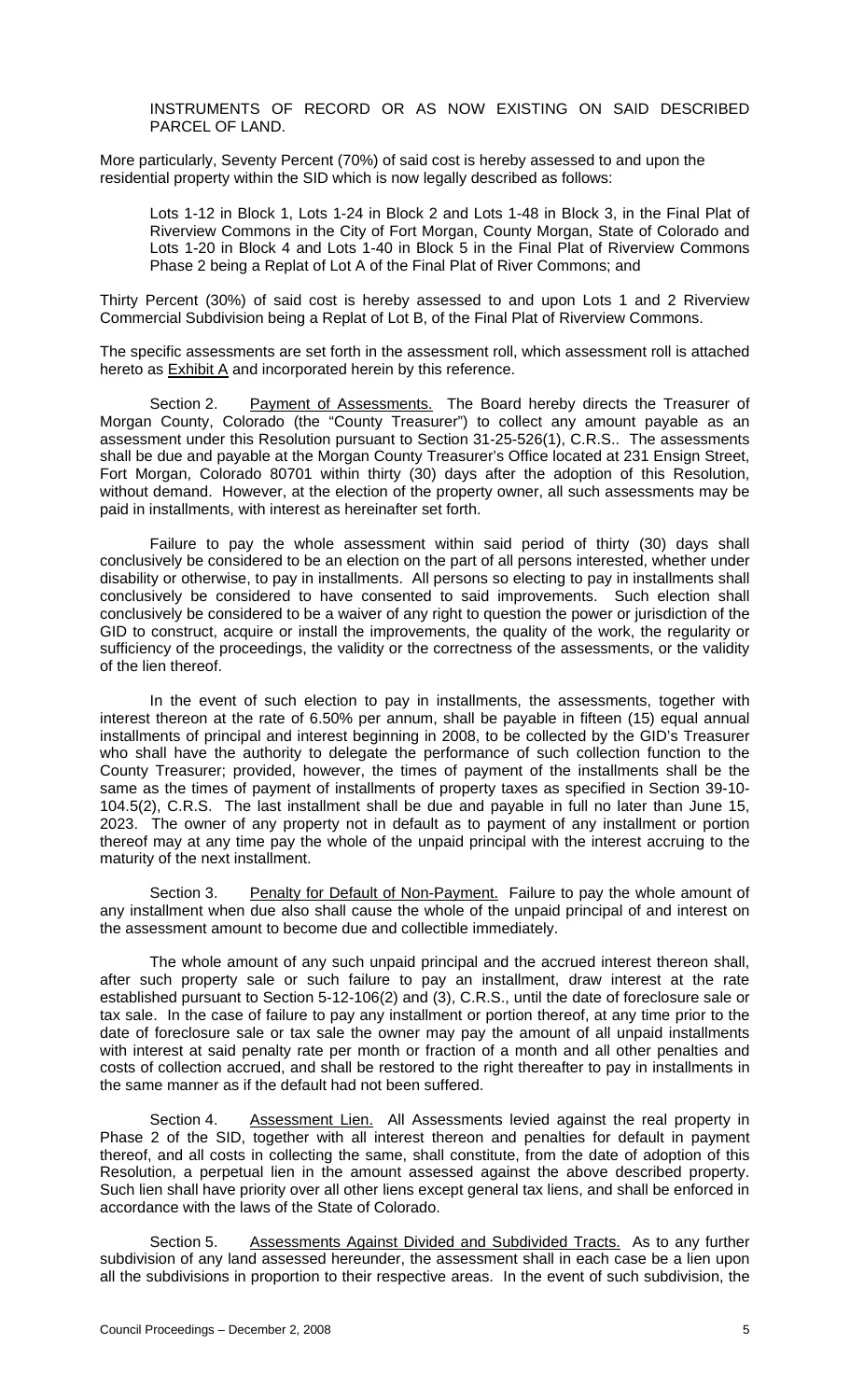INSTRUMENTS OF RECORD OR AS NOW EXISTING ON SAID DESCRIBED PARCEL OF LAND.

More particularly, Seventy Percent (70%) of said cost is hereby assessed to and upon the residential property within the SID which is now legally described as follows:

> Lots 1-12 in Block 1, Lots 1-24 in Block 2 and Lots 1-48 in Block 3, in the Final Plat of Riverview Commons in the City of Fort Morgan, County Morgan, State of Colorado and Lots 1-20 in Block 4 and Lots 1-40 in Block 5 in the Final Plat of Riverview Commons Phase 2 being a Replat of Lot A of the Final Plat of River Commons; and

Thirty Percent (30%) of said cost is hereby assessed to and upon Lots 1 and 2 Riverview Commercial Subdivision being a Replat of Lot B, of the Final Plat of Riverview Commons.

The specific assessments are set forth in the assessment roll, which assessment roll is attached hereto as Exhibit A and incorporated herein by this reference.

Section 2. Payment of Assessments. The Board hereby directs the Treasurer of Morgan County, Colorado (the "County Treasurer") to collect any amount payable as an assessment under this Resolution pursuant to Section 31-25-526(1), C.R.S.. The assessments shall be due and payable at the Morgan County Treasurer's Office located at 231 Ensign Street, Fort Morgan, Colorado 80701 within thirty (30) days after the adoption of this Resolution, without demand. However, at the election of the property owner, all such assessments may be paid in installments, with interest as hereinafter set forth.

Failure to pay the whole assessment within said period of thirty (30) days shall conclusively be considered to be an election on the part of all persons interested, whether under disability or otherwise, to pay in installments. All persons so electing to pay in installments shall conclusively be considered to have consented to said improvements. Such election shall conclusively be considered to be a waiver of any right to question the power or jurisdiction of the GID to construct, acquire or install the improvements, the quality of the work, the regularity or sufficiency of the proceedings, the validity or the correctness of the assessments, or the validity of the lien thereof.

In the event of such election to pay in installments, the assessments, together with interest thereon at the rate of 6.50% per annum, shall be payable in fifteen (15) equal annual installments of principal and interest beginning in 2008, to be collected by the GID's Treasurer who shall have the authority to delegate the performance of such collection function to the County Treasurer; provided, however, the times of payment of the installments shall be the same as the times of payment of installments of property taxes as specified in Section 39-10-104.5(2), C.R.S. The last installment shall be due and payable in full no later than June 15, 2023. The owner of any property not in default as to payment of any installment or portion thereof may at any time pay the whole of the unpaid principal with the interest accruing to the maturity of the next installment.

Section 3. Penalty for Default of Non-Payment. Failure to pay the whole amount of any installment when due also shall cause the whole of the unpaid principal of and interest on the assessment amount to become due and collectible immediately.

The whole amount of any such unpaid principal and the accrued interest thereon shall, after such property sale or such failure to pay an installment, draw interest at the rate established pursuant to Section 5-12-106(2) and (3), C.R.S., until the date of foreclosure sale or tax sale. In the case of failure to pay any installment or portion thereof, at any time prior to the date of foreclosure sale or tax sale the owner may pay the amount of all unpaid installments with interest at said penalty rate per month or fraction of a month and all other penalties and costs of collection accrued, and shall be restored to the right thereafter to pay in installments in the same manner as if the default had not been suffered.

Section 4. Assessment Lien. All Assessments levied against the real property in Phase 2 of the SID, together with all interest thereon and penalties for default in payment thereof, and all costs in collecting the same, shall constitute, from the date of adoption of this Resolution, a perpetual lien in the amount assessed against the above described property. Such lien shall have priority over all other liens except general tax liens, and shall be enforced in accordance with the laws of the State of Colorado.

Section 5. Assessments Against Divided and Subdivided Tracts. As to any further subdivision of any land assessed hereunder, the assessment shall in each case be a lien upon all the subdivisions in proportion to their respective areas. In the event of such subdivision, the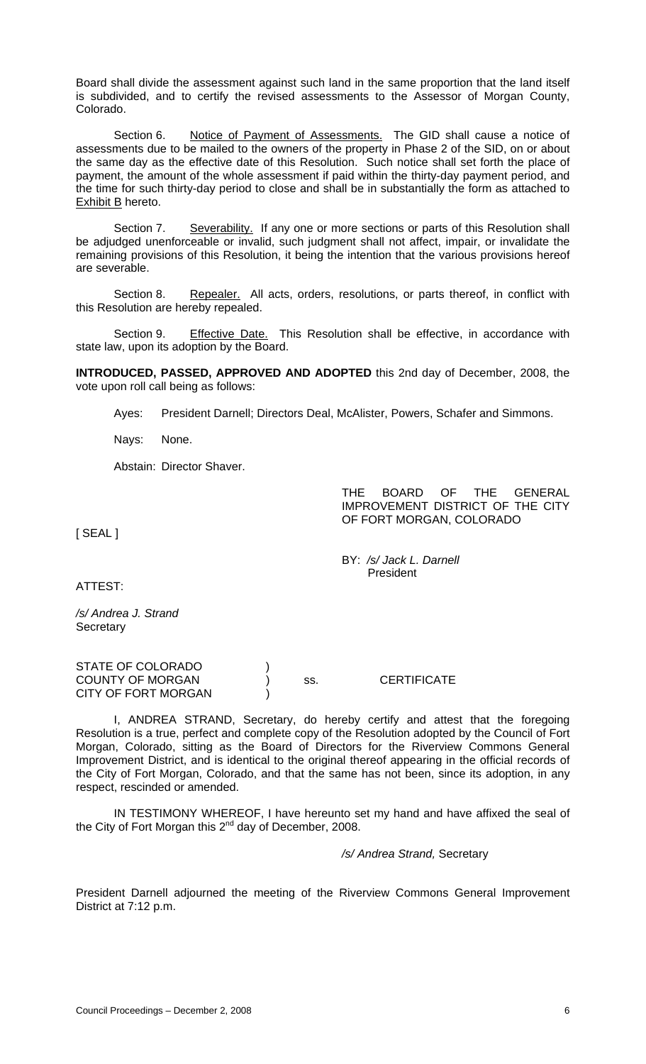Board shall divide the assessment against such land in the same proportion that the land itself is subdivided, and to certify the revised assessments to the Assessor of Morgan County, Colorado.

Section 6. Notice of Payment of Assessments. The GID shall cause a notice of assessments due to be mailed to the owners of the property in Phase 2 of the SID, on or about the same day as the effective date of this Resolution. Such notice shall set forth the place of payment, the amount of the whole assessment if paid within the thirty-day payment period, and the time for such thirty-day period to close and shall be in substantially the form as attached to Exhibit B hereto.

Section 7. Severability. If any one or more sections or parts of this Resolution shall be adjudged unenforceable or invalid, such judgment shall not affect, impair, or invalidate the remaining provisions of this Resolution, it being the intention that the various provisions hereof are severable.

Section 8. Repealer. All acts, orders, resolutions, or parts thereof, in conflict with this Resolution are hereby repealed.

Section 9. Effective Date. This Resolution shall be effective, in accordance with state law, upon its adoption by the Board.

**INTRODUCED, PASSED, APPROVED AND ADOPTED** this 2nd day of December, 2008, the vote upon roll call being as follows:

Ayes: President Darnell; Directors Deal, McAlister, Powers, Schafer and Simmons.

Nays: None.

Abstain: Director Shaver.

THE BOARD OF THE GENERAL IMPROVEMENT DISTRICT OF THE CITY OF FORT MORGAN, COLORADO

[ SEAL ]

BY: */s/ Jack L. Darnell*
President

ATTEST:

*/s/ Andrea J. Strand*
Secretary

STATE OF COLORADO )
COUNTY OF MORGAN ) ss. CERTIFICATE
CITY OF FORT MORGAN )

I, ANDREA STRAND, Secretary, do hereby certify and attest that the foregoing Resolution is a true, perfect and complete copy of the Resolution adopted by the Council of Fort Morgan, Colorado, sitting as the Board of Directors for the Riverview Commons General Improvement District, and is identical to the original thereof appearing in the official records of the City of Fort Morgan, Colorado, and that the same has not been, since its adoption, in any respect, rescinded or amended.

IN TESTIMONY WHEREOF, I have hereunto set my hand and have affixed the seal of the City of Fort Morgan this 2nd day of December, 2008.

*/s/ Andrea Strand,* Secretary

President Darnell adjourned the meeting of the Riverview Commons General Improvement District at 7:12 p.m.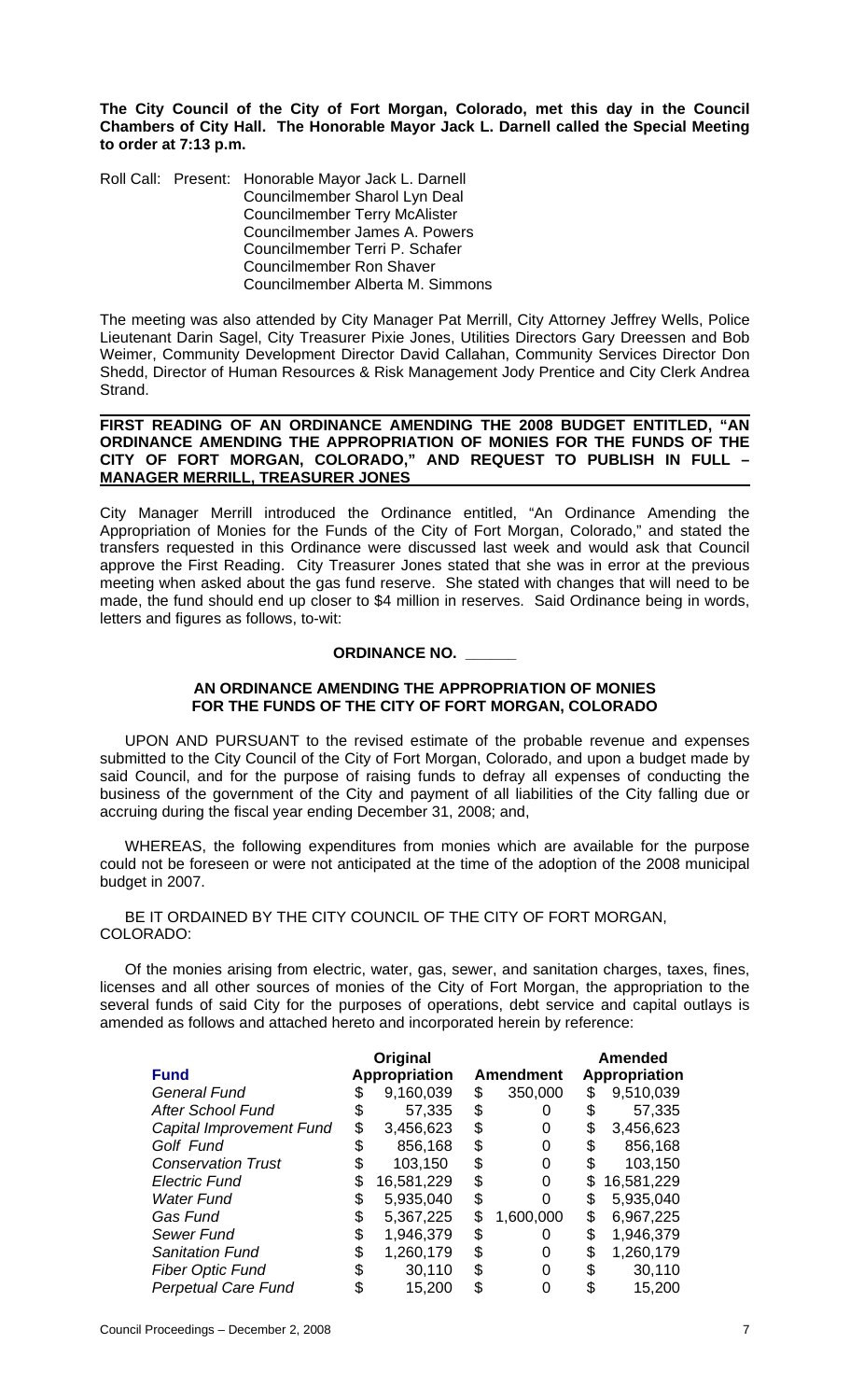**The City Council of the City of Fort Morgan, Colorado, met this day in the Council Chambers of City Hall. The Honorable Mayor Jack L. Darnell called the Special Meeting to order at 7:13 p.m.**

Roll Call: Present: Honorable Mayor Jack L. Darnell
Councilmember Sharol Lyn Deal
Councilmember Terry McAlister
Councilmember James A. Powers
Councilmember Terri P. Schafer
Councilmember Ron Shaver
Councilmember Alberta M. Simmons

The meeting was also attended by City Manager Pat Merrill, City Attorney Jeffrey Wells, Police Lieutenant Darin Sagel, City Treasurer Pixie Jones, Utilities Directors Gary Dreessen and Bob Weimer, Community Development Director David Callahan, Community Services Director Don Shedd, Director of Human Resources & Risk Management Jody Prentice and City Clerk Andrea Strand.

**FIRST READING OF AN ORDINANCE AMENDING THE 2008 BUDGET ENTITLED, "AN ORDINANCE AMENDING THE APPROPRIATION OF MONIES FOR THE FUNDS OF THE CITY OF FORT MORGAN, COLORADO," AND REQUEST TO PUBLISH IN FULL – MANAGER MERRILL, TREASURER JONES**

City Manager Merrill introduced the Ordinance entitled, "An Ordinance Amending the Appropriation of Monies for the Funds of the City of Fort Morgan, Colorado," and stated the transfers requested in this Ordinance were discussed last week and would ask that Council approve the First Reading. City Treasurer Jones stated that she was in error at the previous meeting when asked about the gas fund reserve. She stated with changes that will need to be made, the fund should end up closer to $4 million in reserves. Said Ordinance being in words, letters and figures as follows, to-wit:

**ORDINANCE NO. \_\_\_\_\_\_**

**AN ORDINANCE AMENDING THE APPROPRIATION OF MONIES FOR THE FUNDS OF THE CITY OF FORT MORGAN, COLORADO**

UPON AND PURSUANT to the revised estimate of the probable revenue and expenses submitted to the City Council of the City of Fort Morgan, Colorado, and upon a budget made by said Council, and for the purpose of raising funds to defray all expenses of conducting the business of the government of the City and payment of all liabilities of the City falling due or accruing during the fiscal year ending December 31, 2008; and,

WHEREAS, the following expenditures from monies which are available for the purpose could not be foreseen or were not anticipated at the time of the adoption of the 2008 municipal budget in 2007.

BE IT ORDAINED BY THE CITY COUNCIL OF THE CITY OF FORT MORGAN, COLORADO:

Of the monies arising from electric, water, gas, sewer, and sanitation charges, taxes, fines, licenses and all other sources of monies of the City of Fort Morgan, the appropriation to the several funds of said City for the purposes of operations, debt service and capital outlays is amended as follows and attached hereto and incorporated herein by reference:

| Fund | Original Appropriation | Amendment | Amended Appropriation |
|---|---|---|---|
| *General Fund* | $ 9,160,039 | $ 350,000 | $ 9,510,039 |
| *After School Fund* | $ 57,335 | $ 0 | $ 57,335 |
| *Capital Improvement Fund* | $ 3,456,623 | $ 0 | $ 3,456,623 |
| *Golf Fund* | $ 856,168 | $ 0 | $ 856,168 |
| *Conservation Trust* | $ 103,150 | $ 0 | $ 103,150 |
| *Electric Fund* | $ 16,581,229 | $ 0 | $ 16,581,229 |
| *Water Fund* | $ 5,935,040 | $ 0 | $ 5,935,040 |
| *Gas Fund* | $ 5,367,225 | $ 1,600,000 | $ 6,967,225 |
| *Sewer Fund* | $ 1,946,379 | $ 0 | $ 1,946,379 |
| *Sanitation Fund* | $ 1,260,179 | $ 0 | $ 1,260,179 |
| *Fiber Optic Fund* | $ 30,110 | $ 0 | $ 30,110 |
| *Perpetual Care Fund* | $ 15,200 | $ 0 | $ 15,200 |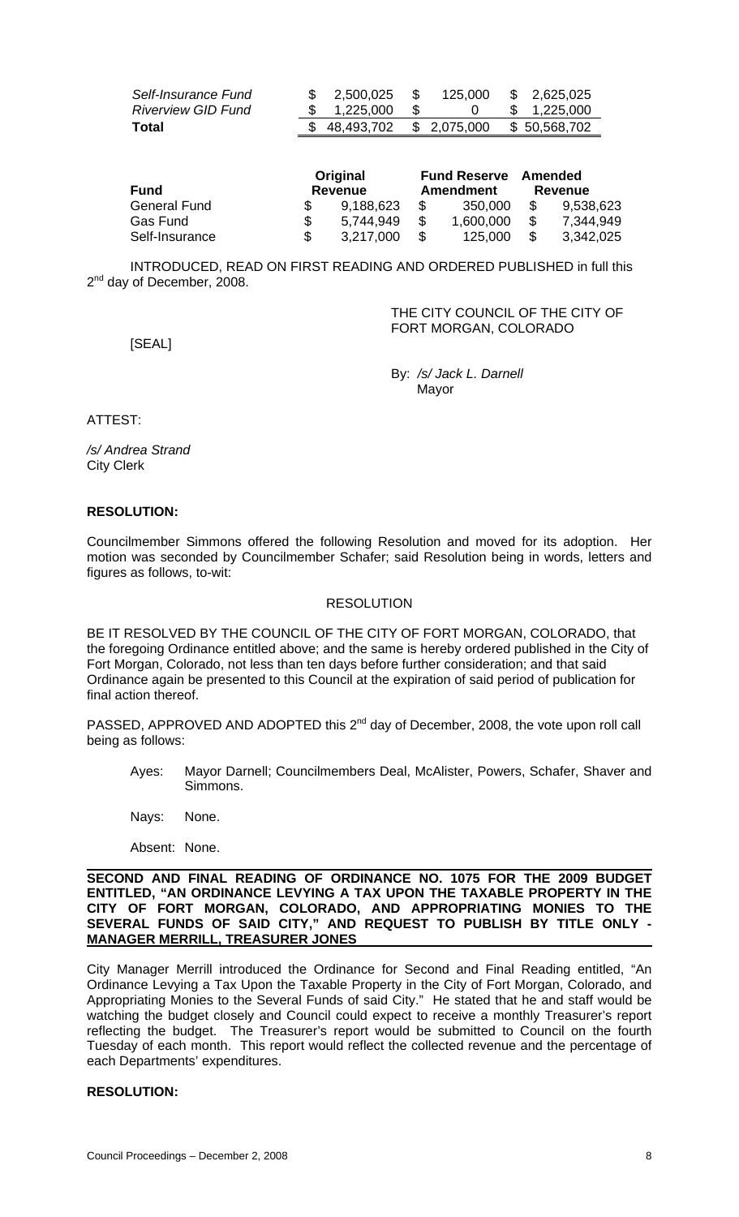| | | | |
|---|---|---|---|
| *Self-Insurance Fund* | \$ 2,500,025 | \$ 125,000 | \$ 2,625,025 |
| *Riverview GID Fund* | \$ 1,225,000 | \$ 0 | \$ 1,225,000 |
| **Total** | \$ 48,493,702 | \$ 2,075,000 | \$ 50,568,702 |

| Fund | Original Revenue | Fund Reserve Amendment | Amended Revenue |
|---|---|---|---|
| General Fund | \$ 9,188,623 | \$ 350,000 | \$ 9,538,623 |
| Gas Fund | \$ 5,744,949 | \$ 1,600,000 | \$ 7,344,949 |
| Self-Insurance | \$ 3,217,000 | \$ 125,000 | \$ 3,342,025 |

INTRODUCED, READ ON FIRST READING AND ORDERED PUBLISHED in full this 2nd day of December, 2008.

THE CITY COUNCIL OF THE CITY OF FORT MORGAN, COLORADO

[SEAL]

By: */s/ Jack L. Darnell*
Mayor

ATTEST:

*/s/ Andrea Strand*
City Clerk

**RESOLUTION:**

Councilmember Simmons offered the following Resolution and moved for its adoption. Her motion was seconded by Councilmember Schafer; said Resolution being in words, letters and figures as follows, to-wit:

RESOLUTION

BE IT RESOLVED BY THE COUNCIL OF THE CITY OF FORT MORGAN, COLORADO, that the foregoing Ordinance entitled above; and the same is hereby ordered published in the City of Fort Morgan, Colorado, not less than ten days before further consideration; and that said Ordinance again be presented to this Council at the expiration of said period of publication for final action thereof.

PASSED, APPROVED AND ADOPTED this 2nd day of December, 2008, the vote upon roll call being as follows:

Ayes: Mayor Darnell; Councilmembers Deal, McAlister, Powers, Schafer, Shaver and Simmons.

Nays: None.

Absent: None.

**SECOND AND FINAL READING OF ORDINANCE NO. 1075 FOR THE 2009 BUDGET ENTITLED, "AN ORDINANCE LEVYING A TAX UPON THE TAXABLE PROPERTY IN THE CITY OF FORT MORGAN, COLORADO, AND APPROPRIATING MONIES TO THE SEVERAL FUNDS OF SAID CITY," AND REQUEST TO PUBLISH BY TITLE ONLY - MANAGER MERRILL, TREASURER JONES**

City Manager Merrill introduced the Ordinance for Second and Final Reading entitled, "An Ordinance Levying a Tax Upon the Taxable Property in the City of Fort Morgan, Colorado, and Appropriating Monies to the Several Funds of said City." He stated that he and staff would be watching the budget closely and Council could expect to receive a monthly Treasurer's report reflecting the budget. The Treasurer's report would be submitted to Council on the fourth Tuesday of each month. This report would reflect the collected revenue and the percentage of each Departments' expenditures.

**RESOLUTION:**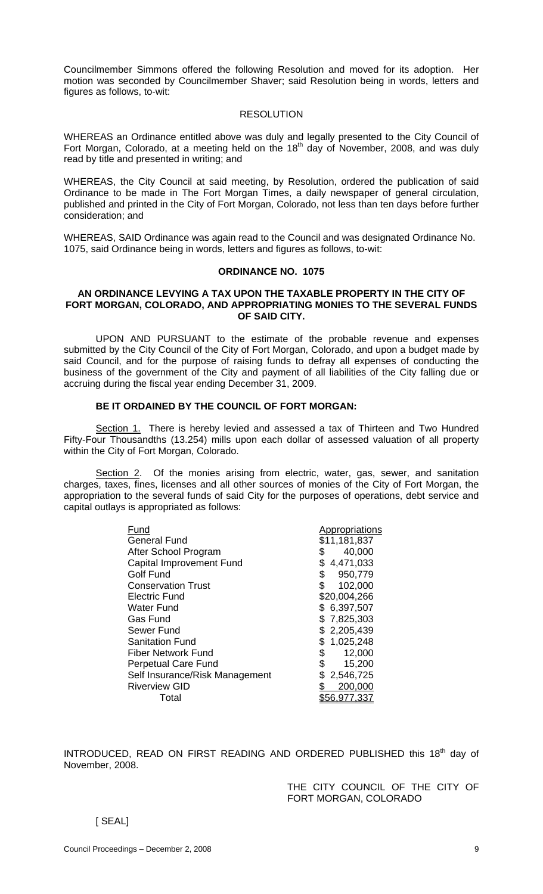Councilmember Simmons offered the following Resolution and moved for its adoption. Her motion was seconded by Councilmember Shaver; said Resolution being in words, letters and figures as follows, to-wit:

RESOLUTION

WHEREAS an Ordinance entitled above was duly and legally presented to the City Council of Fort Morgan, Colorado, at a meeting held on the 18th day of November, 2008, and was duly read by title and presented in writing; and

WHEREAS, the City Council at said meeting, by Resolution, ordered the publication of said Ordinance to be made in The Fort Morgan Times, a daily newspaper of general circulation, published and printed in the City of Fort Morgan, Colorado, not less than ten days before further consideration; and

WHEREAS, SAID Ordinance was again read to the Council and was designated Ordinance No. 1075, said Ordinance being in words, letters and figures as follows, to-wit:

**ORDINANCE NO. 1075**

**AN ORDINANCE LEVYING A TAX UPON THE TAXABLE PROPERTY IN THE CITY OF FORT MORGAN, COLORADO, AND APPROPRIATING MONIES TO THE SEVERAL FUNDS OF SAID CITY.**

UPON AND PURSUANT to the estimate of the probable revenue and expenses submitted by the City Council of the City of Fort Morgan, Colorado, and upon a budget made by said Council, and for the purpose of raising funds to defray all expenses of conducting the business of the government of the City and payment of all liabilities of the City falling due or accruing during the fiscal year ending December 31, 2009.

**BE IT ORDAINED BY THE COUNCIL OF FORT MORGAN:**

Section 1. There is hereby levied and assessed a tax of Thirteen and Two Hundred Fifty-Four Thousandths (13.254) mills upon each dollar of assessed valuation of all property within the City of Fort Morgan, Colorado.

Section 2. Of the monies arising from electric, water, gas, sewer, and sanitation charges, taxes, fines, licenses and all other sources of monies of the City of Fort Morgan, the appropriation to the several funds of said City for the purposes of operations, debt service and capital outlays is appropriated as follows:

| Fund | Appropriations |
|---|---|
| General Fund | $11,181,837 |
| After School Program | $ 40,000 |
| Capital Improvement Fund | $ 4,471,033 |
| Golf Fund | $ 950,779 |
| Conservation Trust | $ 102,000 |
| Electric Fund | $20,004,266 |
| Water Fund | $ 6,397,507 |
| Gas Fund | $ 7,825,303 |
| Sewer Fund | $ 2,205,439 |
| Sanitation Fund | $ 1,025,248 |
| Fiber Network Fund | $ 12,000 |
| Perpetual Care Fund | $ 15,200 |
| Self Insurance/Risk Management | $ 2,546,725 |
| Riverview GID | $ 200,000 |
| Total | $56,977,337 |

INTRODUCED, READ ON FIRST READING AND ORDERED PUBLISHED this 18th day of November, 2008.

THE CITY COUNCIL OF THE CITY OF FORT MORGAN, COLORADO

[ SEAL]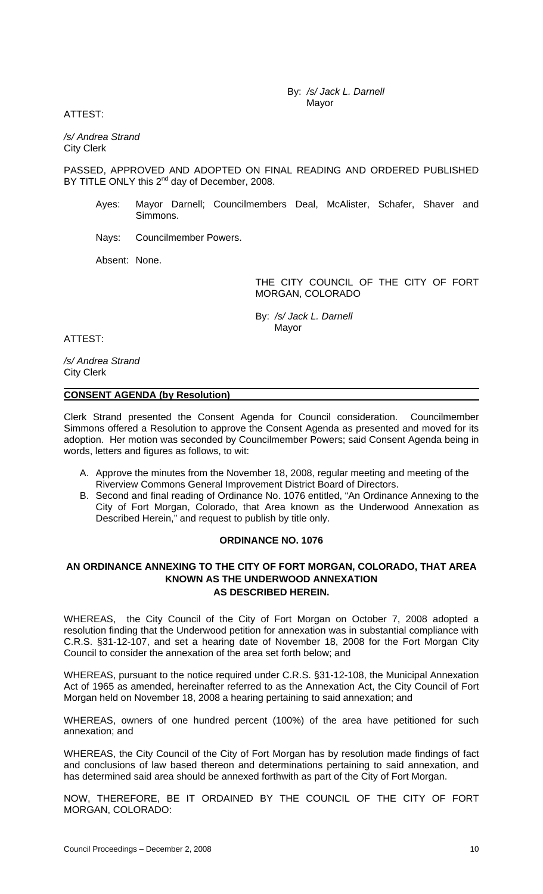By: */s/ Jack L. Darnell*
Mayor

ATTEST:

*/s/ Andrea Strand*
City Clerk

PASSED, APPROVED AND ADOPTED ON FINAL READING AND ORDERED PUBLISHED BY TITLE ONLY this 2nd day of December, 2008.

Ayes: Mayor Darnell; Councilmembers Deal, McAlister, Schafer, Shaver and Simmons.

Nays: Councilmember Powers.

Absent: None.

THE CITY COUNCIL OF THE CITY OF FORT MORGAN, COLORADO

By: */s/ Jack L. Darnell*
Mayor

ATTEST:

*/s/ Andrea Strand*
City Clerk

**CONSENT AGENDA (by Resolution)**

Clerk Strand presented the Consent Agenda for Council consideration. Councilmember Simmons offered a Resolution to approve the Consent Agenda as presented and moved for its adoption. Her motion was seconded by Councilmember Powers; said Consent Agenda being in words, letters and figures as follows, to wit:

A. Approve the minutes from the November 18, 2008, regular meeting and meeting of the Riverview Commons General Improvement District Board of Directors.
B. Second and final reading of Ordinance No. 1076 entitled, "An Ordinance Annexing to the City of Fort Morgan, Colorado, that Area known as the Underwood Annexation as Described Herein," and request to publish by title only.

**ORDINANCE NO. 1076**

**AN ORDINANCE ANNEXING TO THE CITY OF FORT MORGAN, COLORADO, THAT AREA KNOWN AS THE UNDERWOOD ANNEXATION AS DESCRIBED HEREIN.**

WHEREAS, the City Council of the City of Fort Morgan on October 7, 2008 adopted a resolution finding that the Underwood petition for annexation was in substantial compliance with C.R.S. §31-12-107, and set a hearing date of November 18, 2008 for the Fort Morgan City Council to consider the annexation of the area set forth below; and

WHEREAS, pursuant to the notice required under C.R.S. §31-12-108, the Municipal Annexation Act of 1965 as amended, hereinafter referred to as the Annexation Act, the City Council of Fort Morgan held on November 18, 2008 a hearing pertaining to said annexation; and

WHEREAS, owners of one hundred percent (100%) of the area have petitioned for such annexation; and

WHEREAS, the City Council of the City of Fort Morgan has by resolution made findings of fact and conclusions of law based thereon and determinations pertaining to said annexation, and has determined said area should be annexed forthwith as part of the City of Fort Morgan.

NOW, THEREFORE, BE IT ORDAINED BY THE COUNCIL OF THE CITY OF FORT MORGAN, COLORADO: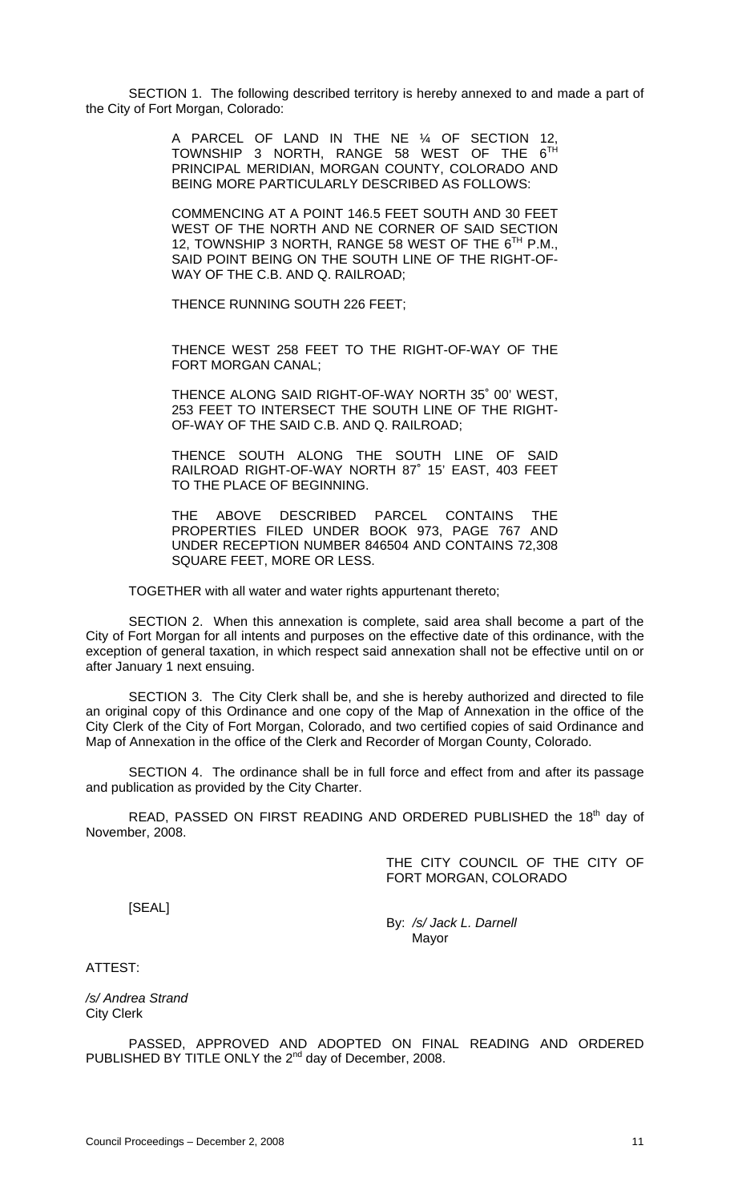SECTION 1. The following described territory is hereby annexed to and made a part of the City of Fort Morgan, Colorado:

> A PARCEL OF LAND IN THE NE ¼ OF SECTION 12, TOWNSHIP 3 NORTH, RANGE 58 WEST OF THE 6TH PRINCIPAL MERIDIAN, MORGAN COUNTY, COLORADO AND BEING MORE PARTICULARLY DESCRIBED AS FOLLOWS:
>
> COMMENCING AT A POINT 146.5 FEET SOUTH AND 30 FEET WEST OF THE NORTH AND NE CORNER OF SAID SECTION 12, TOWNSHIP 3 NORTH, RANGE 58 WEST OF THE 6TH P.M., SAID POINT BEING ON THE SOUTH LINE OF THE RIGHT-OF-WAY OF THE C.B. AND Q. RAILROAD;
>
> THENCE RUNNING SOUTH 226 FEET;
>
> THENCE WEST 258 FEET TO THE RIGHT-OF-WAY OF THE FORT MORGAN CANAL;
>
> THENCE ALONG SAID RIGHT-OF-WAY NORTH 35˚ 00' WEST, 253 FEET TO INTERSECT THE SOUTH LINE OF THE RIGHT-OF-WAY OF THE SAID C.B. AND Q. RAILROAD;
>
> THENCE SOUTH ALONG THE SOUTH LINE OF SAID RAILROAD RIGHT-OF-WAY NORTH 87˚ 15' EAST, 403 FEET TO THE PLACE OF BEGINNING.
>
> THE ABOVE DESCRIBED PARCEL CONTAINS THE PROPERTIES FILED UNDER BOOK 973, PAGE 767 AND UNDER RECEPTION NUMBER 846504 AND CONTAINS 72,308 SQUARE FEET, MORE OR LESS.

TOGETHER with all water and water rights appurtenant thereto;

SECTION 2. When this annexation is complete, said area shall become a part of the City of Fort Morgan for all intents and purposes on the effective date of this ordinance, with the exception of general taxation, in which respect said annexation shall not be effective until on or after January 1 next ensuing.

SECTION 3. The City Clerk shall be, and she is hereby authorized and directed to file an original copy of this Ordinance and one copy of the Map of Annexation in the office of the City Clerk of the City of Fort Morgan, Colorado, and two certified copies of said Ordinance and Map of Annexation in the office of the Clerk and Recorder of Morgan County, Colorado.

SECTION 4. The ordinance shall be in full force and effect from and after its passage and publication as provided by the City Charter.

READ, PASSED ON FIRST READING AND ORDERED PUBLISHED the 18th day of November, 2008.

THE CITY COUNCIL OF THE CITY OF FORT MORGAN, COLORADO

[SEAL]

By: */s/ Jack L. Darnell*
Mayor

ATTEST:

*/s/ Andrea Strand*
City Clerk

PASSED, APPROVED AND ADOPTED ON FINAL READING AND ORDERED PUBLISHED BY TITLE ONLY the 2nd day of December, 2008.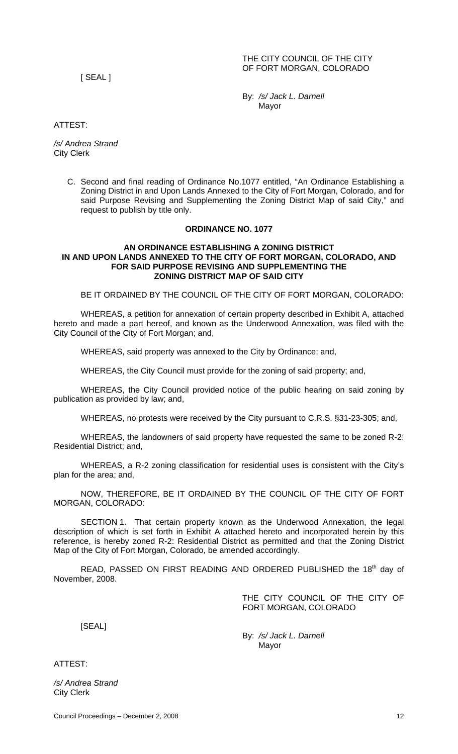THE CITY COUNCIL OF THE CITY OF FORT MORGAN, COLORADO

[ SEAL ]

By: */s/ Jack L. Darnell*
Mayor

ATTEST:

*/s/ Andrea Strand*
City Clerk

C. Second and final reading of Ordinance No.1077 entitled, "An Ordinance Establishing a Zoning District in and Upon Lands Annexed to the City of Fort Morgan, Colorado, and for said Purpose Revising and Supplementing the Zoning District Map of said City," and request to publish by title only.

**ORDINANCE NO. 1077**

**AN ORDINANCE ESTABLISHING A ZONING DISTRICT IN AND UPON LANDS ANNEXED TO THE CITY OF FORT MORGAN, COLORADO, AND FOR SAID PURPOSE REVISING AND SUPPLEMENTING THE ZONING DISTRICT MAP OF SAID CITY**

BE IT ORDAINED BY THE COUNCIL OF THE CITY OF FORT MORGAN, COLORADO:

WHEREAS, a petition for annexation of certain property described in Exhibit A, attached hereto and made a part hereof, and known as the Underwood Annexation, was filed with the City Council of the City of Fort Morgan; and,

WHEREAS, said property was annexed to the City by Ordinance; and,

WHEREAS, the City Council must provide for the zoning of said property; and,

WHEREAS, the City Council provided notice of the public hearing on said zoning by publication as provided by law; and,

WHEREAS, no protests were received by the City pursuant to C.R.S. §31-23-305; and,

WHEREAS, the landowners of said property have requested the same to be zoned R-2: Residential District; and,

WHEREAS, a R-2 zoning classification for residential uses is consistent with the City's plan for the area; and,

NOW, THEREFORE, BE IT ORDAINED BY THE COUNCIL OF THE CITY OF FORT MORGAN, COLORADO:

SECTION 1. That certain property known as the Underwood Annexation, the legal description of which is set forth in Exhibit A attached hereto and incorporated herein by this reference, is hereby zoned R-2: Residential District as permitted and that the Zoning District Map of the City of Fort Morgan, Colorado, be amended accordingly.

READ, PASSED ON FIRST READING AND ORDERED PUBLISHED the 18th day of November, 2008.

THE CITY COUNCIL OF THE CITY OF FORT MORGAN, COLORADO

[SEAL]

By: */s/ Jack L. Darnell*
Mayor

ATTEST:

*/s/ Andrea Strand*
City Clerk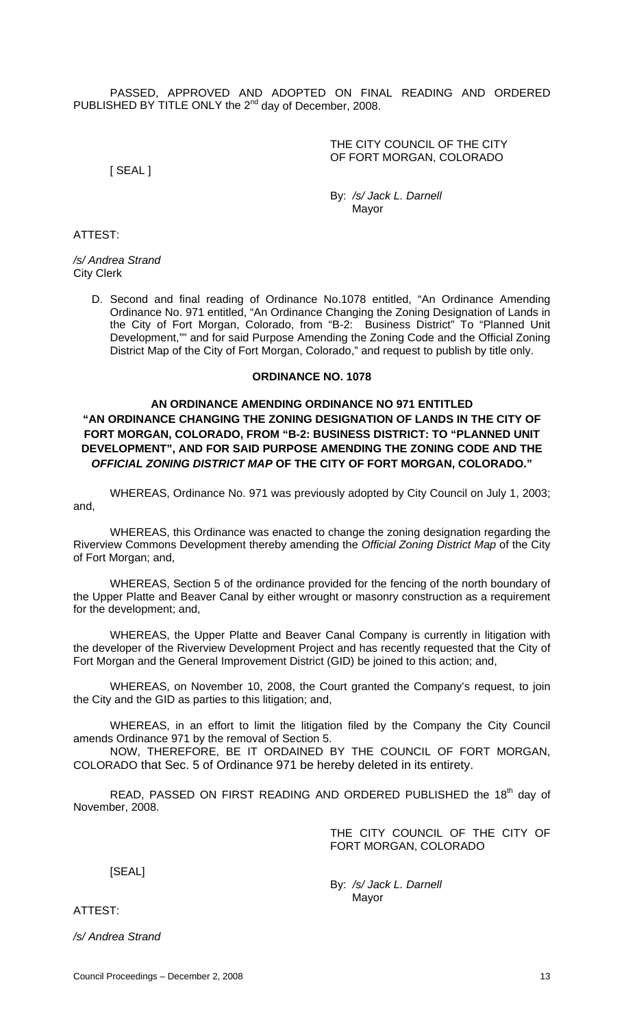PASSED, APPROVED AND ADOPTED ON FINAL READING AND ORDERED PUBLISHED BY TITLE ONLY the 2nd day of December, 2008.

THE CITY COUNCIL OF THE CITY OF FORT MORGAN, COLORADO

[ SEAL ]

By: */s/ Jack L. Darnell*
Mayor

ATTEST:

*/s/ Andrea Strand*
City Clerk

D. Second and final reading of Ordinance No.1078 entitled, "An Ordinance Amending Ordinance No. 971 entitled, "An Ordinance Changing the Zoning Designation of Lands in the City of Fort Morgan, Colorado, from "B-2: Business District" To "Planned Unit Development,"" and for said Purpose Amending the Zoning Code and the Official Zoning District Map of the City of Fort Morgan, Colorado," and request to publish by title only.

**ORDINANCE NO. 1078**

**AN ORDINANCE AMENDING ORDINANCE NO 971 ENTITLED "AN ORDINANCE CHANGING THE ZONING DESIGNATION OF LANDS IN THE CITY OF FORT MORGAN, COLORADO, FROM "B-2: BUSINESS DISTRICT: TO "PLANNED UNIT DEVELOPMENT", AND FOR SAID PURPOSE AMENDING THE ZONING CODE AND THE *OFFICIAL ZONING DISTRICT MAP* OF THE CITY OF FORT MORGAN, COLORADO."**

WHEREAS, Ordinance No. 971 was previously adopted by City Council on July 1, 2003; and,

WHEREAS, this Ordinance was enacted to change the zoning designation regarding the Riverview Commons Development thereby amending the *Official Zoning District Map* of the City of Fort Morgan; and,

WHEREAS, Section 5 of the ordinance provided for the fencing of the north boundary of the Upper Platte and Beaver Canal by either wrought or masonry construction as a requirement for the development; and,

WHEREAS, the Upper Platte and Beaver Canal Company is currently in litigation with the developer of the Riverview Development Project and has recently requested that the City of Fort Morgan and the General Improvement District (GID) be joined to this action; and,

WHEREAS, on November 10, 2008, the Court granted the Company's request, to join the City and the GID as parties to this litigation; and,

WHEREAS, in an effort to limit the litigation filed by the Company the City Council amends Ordinance 971 by the removal of Section 5.

NOW, THEREFORE, BE IT ORDAINED BY THE COUNCIL OF FORT MORGAN, COLORADO that Sec. 5 of Ordinance 971 be hereby deleted in its entirety.

READ, PASSED ON FIRST READING AND ORDERED PUBLISHED the 18th day of November, 2008.

THE CITY COUNCIL OF THE CITY OF FORT MORGAN, COLORADO

[SEAL]

By: */s/ Jack L. Darnell*
Mayor

ATTEST:

*/s/ Andrea Strand*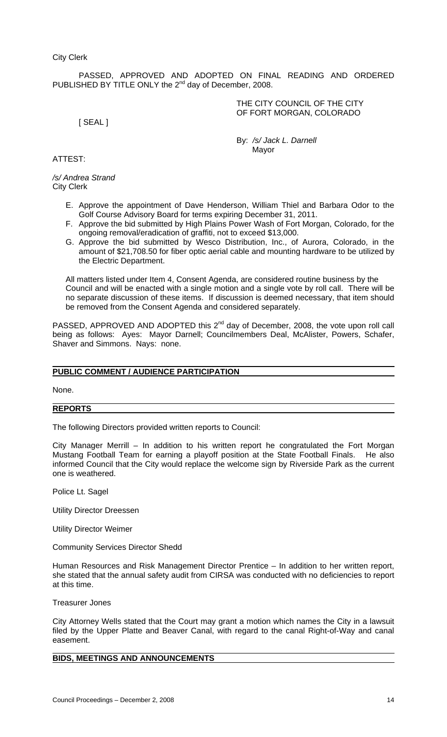City Clerk

PASSED, APPROVED AND ADOPTED ON FINAL READING AND ORDERED PUBLISHED BY TITLE ONLY the 2nd day of December, 2008.

[ SEAL ]

THE CITY COUNCIL OF THE CITY OF FORT MORGAN, COLORADO

By: */s/ Jack L. Darnell*
Mayor

ATTEST:

*/s/ Andrea Strand*
City Clerk

E. Approve the appointment of Dave Henderson, William Thiel and Barbara Odor to the Golf Course Advisory Board for terms expiring December 31, 2011.
F. Approve the bid submitted by High Plains Power Wash of Fort Morgan, Colorado, for the ongoing removal/eradication of graffiti, not to exceed $13,000.
G. Approve the bid submitted by Wesco Distribution, Inc., of Aurora, Colorado, in the amount of $21,708.50 for fiber optic aerial cable and mounting hardware to be utilized by the Electric Department.

All matters listed under Item 4, Consent Agenda, are considered routine business by the Council and will be enacted with a single motion and a single vote by roll call. There will be no separate discussion of these items. If discussion is deemed necessary, that item should be removed from the Consent Agenda and considered separately.

PASSED, APPROVED AND ADOPTED this 2nd day of December, 2008, the vote upon roll call being as follows: Ayes: Mayor Darnell; Councilmembers Deal, McAlister, Powers, Schafer, Shaver and Simmons. Nays: none.

## PUBLIC COMMENT / AUDIENCE PARTICIPATION

None.

## REPORTS

The following Directors provided written reports to Council:

City Manager Merrill – In addition to his written report he congratulated the Fort Morgan Mustang Football Team for earning a playoff position at the State Football Finals. He also informed Council that the City would replace the welcome sign by Riverside Park as the current one is weathered.

Police Lt. Sagel

Utility Director Dreessen

Utility Director Weimer

Community Services Director Shedd

Human Resources and Risk Management Director Prentice – In addition to her written report, she stated that the annual safety audit from CIRSA was conducted with no deficiencies to report at this time.

Treasurer Jones

City Attorney Wells stated that the Court may grant a motion which names the City in a lawsuit filed by the Upper Platte and Beaver Canal, with regard to the canal Right-of-Way and canal easement.

## BIDS, MEETINGS AND ANNOUNCEMENTS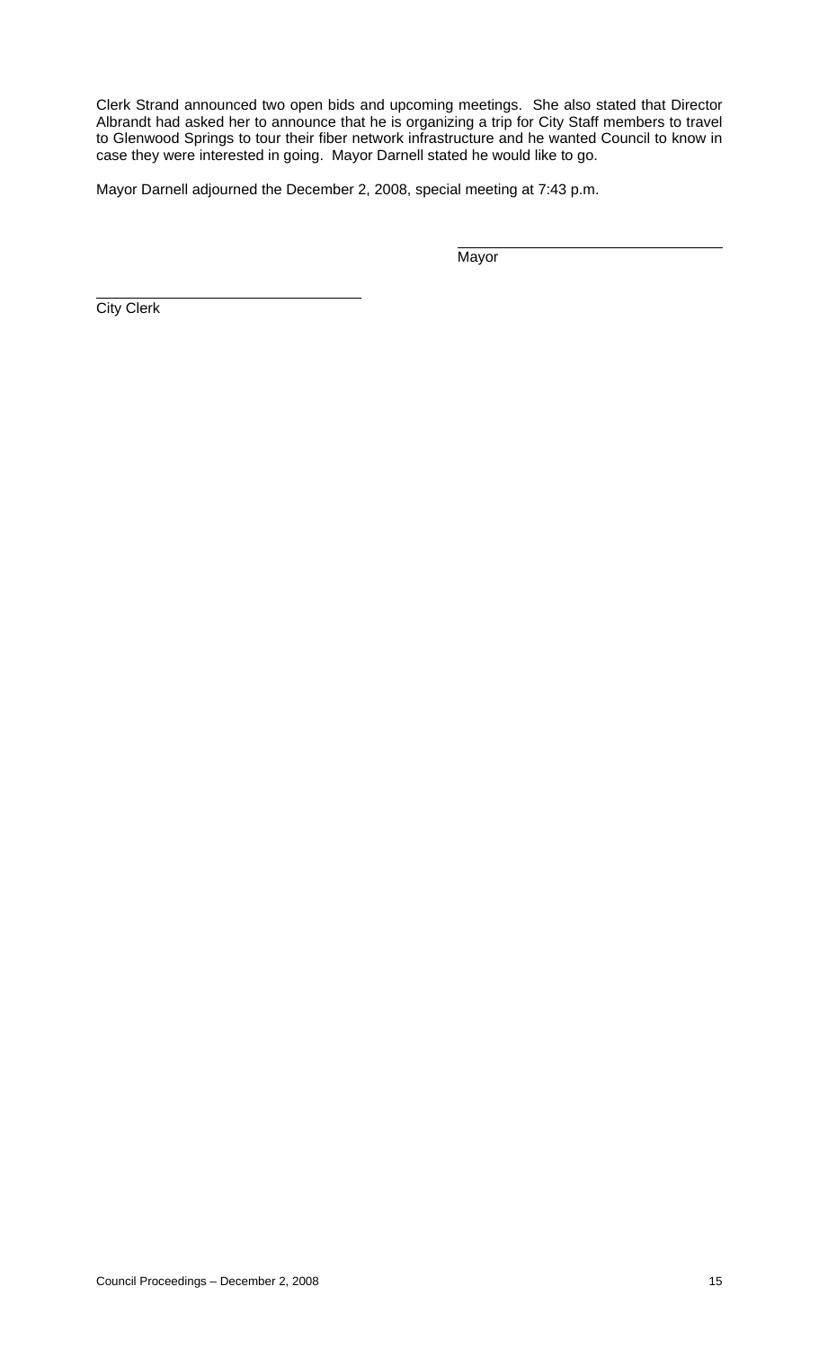Clerk Strand announced two open bids and upcoming meetings. She also stated that Director Albrandt had asked her to announce that he is organizing a trip for City Staff members to travel to Glenwood Springs to tour their fiber network infrastructure and he wanted Council to know in case they were interested in going. Mayor Darnell stated he would like to go.

Mayor Darnell adjourned the December 2, 2008, special meeting at 7:43 p.m.

\_\_\_\_\_\_\_\_\_\_\_\_\_\_\_\_\_\_\_\_\_\_\_\_\_\_\_\_\_\_
Mayor

\_\_\_\_\_\_\_\_\_\_\_\_\_\_\_\_\_\_\_\_\_\_\_\_\_\_\_\_\_\_
City Clerk